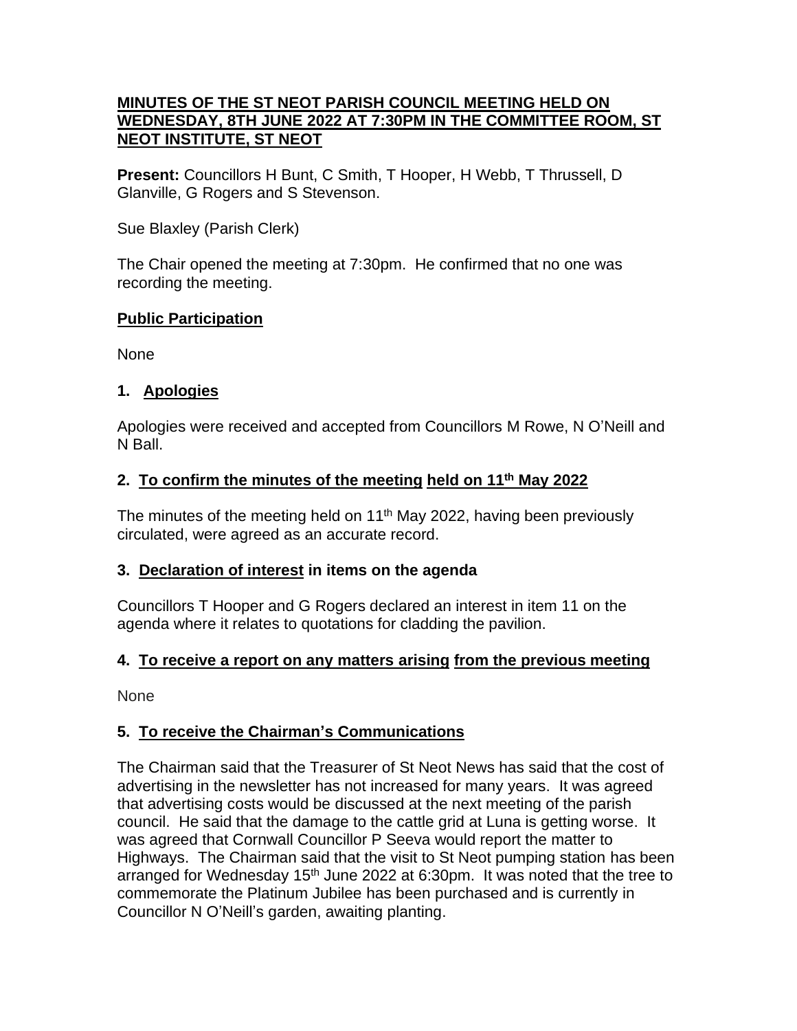**MINUTES OF THE ST NEOT PARISH COUNCIL MEETING HELD ON WEDNESDAY, 8TH JUNE 2022 AT 7:30PM IN THE COMMITTEE ROOM, ST NEOT INSTITUTE, ST NEOT**

**Present:** Councillors H Bunt, C Smith, T Hooper, H Webb, T Thrussell, D Glanville, G Rogers and S Stevenson.

Sue Blaxley (Parish Clerk)

The Chair opened the meeting at 7:30pm. He confirmed that no one was recording the meeting.

## Public Participation

None

## 1. Apologies

Apologies were received and accepted from Councillors M Rowe, N O'Neill and N Ball.

## 2. To confirm the minutes of the meeting held on 11th May 2022

The minutes of the meeting held on 11th May 2022, having been previously circulated, were agreed as an accurate record.

## 3. Declaration of interest in items on the agenda

Councillors T Hooper and G Rogers declared an interest in item 11 on the agenda where it relates to quotations for cladding the pavilion.

## 4. To receive a report on any matters arising from the previous meeting

None

## 5. To receive the Chairman's Communications

The Chairman said that the Treasurer of St Neot News has said that the cost of advertising in the newsletter has not increased for many years. It was agreed that advertising costs would be discussed at the next meeting of the parish council. He said that the damage to the cattle grid at Luna is getting worse. It was agreed that Cornwall Councillor P Seeva would report the matter to Highways. The Chairman said that the visit to St Neot pumping station has been arranged for Wednesday 15th June 2022 at 6:30pm. It was noted that the tree to commemorate the Platinum Jubilee has been purchased and is currently in Councillor N O'Neill's garden, awaiting planting.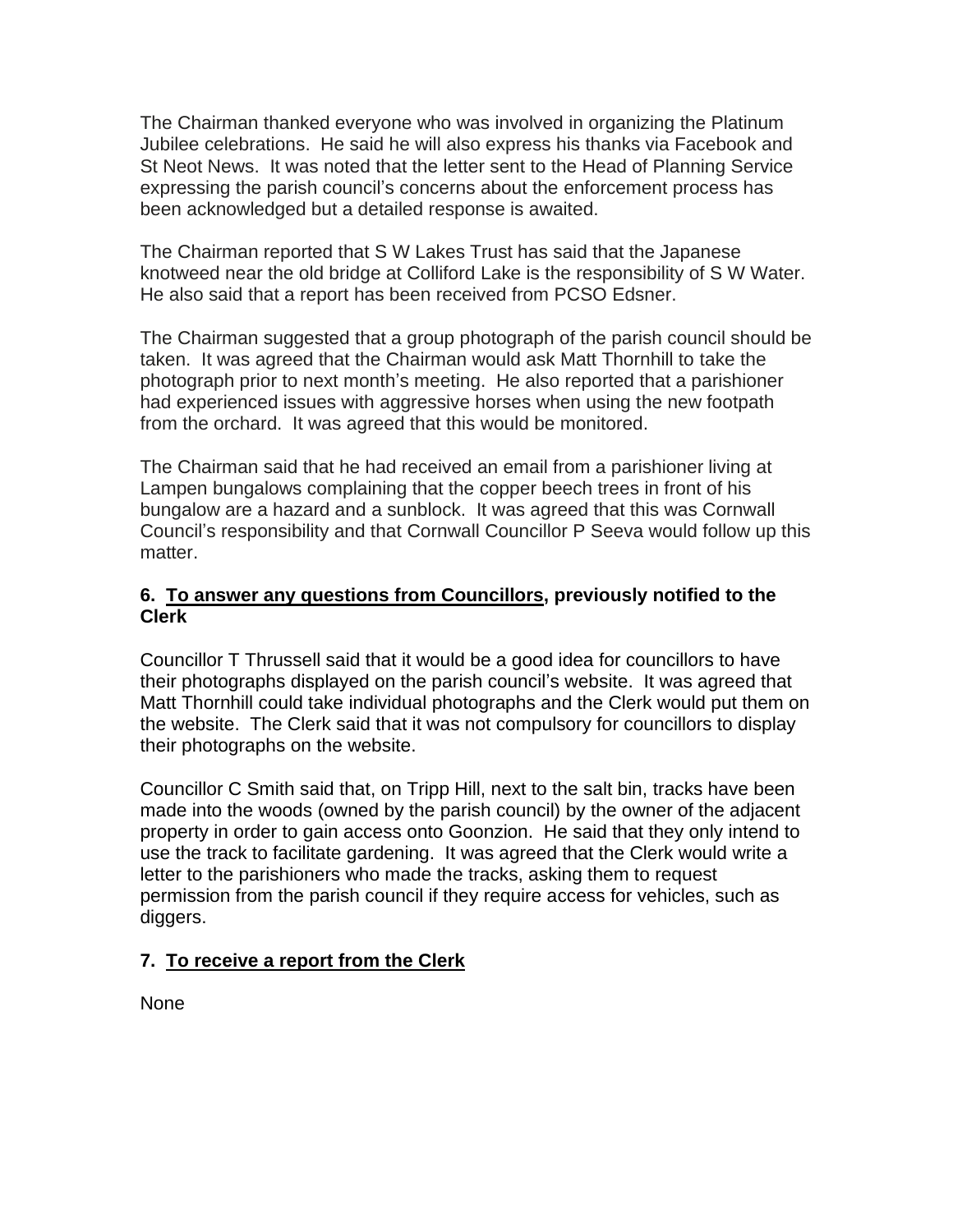The Chairman thanked everyone who was involved in organizing the Platinum Jubilee celebrations. He said he will also express his thanks via Facebook and St Neot News. It was noted that the letter sent to the Head of Planning Service expressing the parish council's concerns about the enforcement process has been acknowledged but a detailed response is awaited.

The Chairman reported that S W Lakes Trust has said that the Japanese knotweed near the old bridge at Colliford Lake is the responsibility of S W Water. He also said that a report has been received from PCSO Edsner.

The Chairman suggested that a group photograph of the parish council should be taken. It was agreed that the Chairman would ask Matt Thornhill to take the photograph prior to next month's meeting. He also reported that a parishioner had experienced issues with aggressive horses when using the new footpath from the orchard. It was agreed that this would be monitored.

The Chairman said that he had received an email from a parishioner living at Lampen bungalows complaining that the copper beech trees in front of his bungalow are a hazard and a sunblock. It was agreed that this was Cornwall Council's responsibility and that Cornwall Councillor P Seeva would follow up this matter.

**6. <u>To answer any questions from Councillors</u>, previously notified to the Clerk**

Councillor T Thrussell said that it would be a good idea for councillors to have their photographs displayed on the parish council's website. It was agreed that Matt Thornhill could take individual photographs and the Clerk would put them on the website. The Clerk said that it was not compulsory for councillors to display their photographs on the website.

Councillor C Smith said that, on Tripp Hill, next to the salt bin, tracks have been made into the woods (owned by the parish council) by the owner of the adjacent property in order to gain access onto Goonzion. He said that they only intend to use the track to facilitate gardening. It was agreed that the Clerk would write a letter to the parishioners who made the tracks, asking them to request permission from the parish council if they require access for vehicles, such as diggers.

**7. <u>To receive a report from the Clerk</u>**

None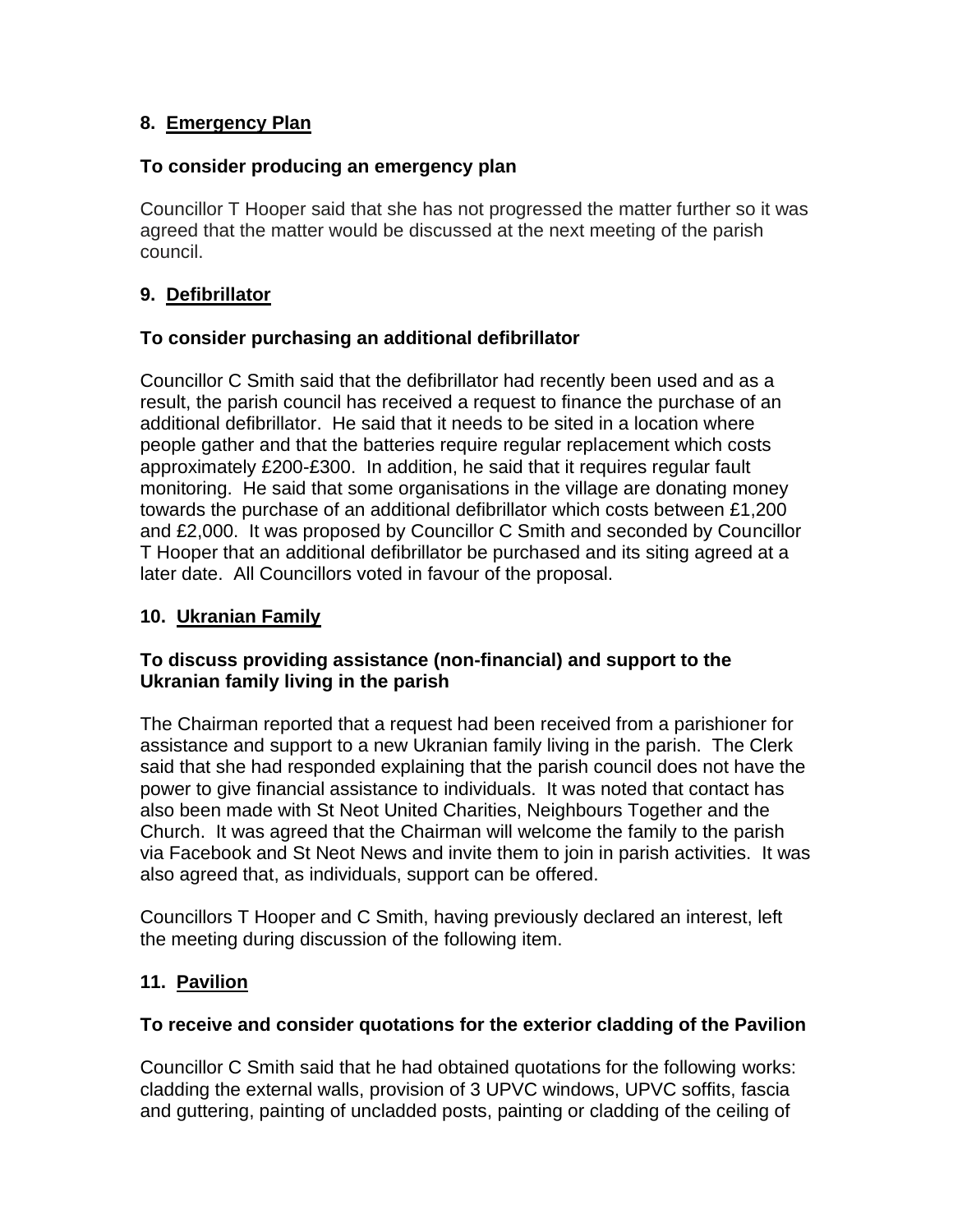## 8. Emergency Plan

**To consider producing an emergency plan**

Councillor T Hooper said that she has not progressed the matter further so it was agreed that the matter would be discussed at the next meeting of the parish council.

## 9. Defibrillator

**To consider purchasing an additional defibrillator**

Councillor C Smith said that the defibrillator had recently been used and as a result, the parish council has received a request to finance the purchase of an additional defibrillator. He said that it needs to be sited in a location where people gather and that the batteries require regular replacement which costs approximately £200-£300. In addition, he said that it requires regular fault monitoring. He said that some organisations in the village are donating money towards the purchase of an additional defibrillator which costs between £1,200 and £2,000. It was proposed by Councillor C Smith and seconded by Councillor T Hooper that an additional defibrillator be purchased and its siting agreed at a later date. All Councillors voted in favour of the proposal.

## 10. Ukranian Family

**To discuss providing assistance (non-financial) and support to the Ukranian family living in the parish**

The Chairman reported that a request had been received from a parishioner for assistance and support to a new Ukranian family living in the parish. The Clerk said that she had responded explaining that the parish council does not have the power to give financial assistance to individuals. It was noted that contact has also been made with St Neot United Charities, Neighbours Together and the Church. It was agreed that the Chairman will welcome the family to the parish via Facebook and St Neot News and invite them to join in parish activities. It was also agreed that, as individuals, support can be offered.

Councillors T Hooper and C Smith, having previously declared an interest, left the meeting during discussion of the following item.

## 11. Pavilion

**To receive and consider quotations for the exterior cladding of the Pavilion**

Councillor C Smith said that he had obtained quotations for the following works: cladding the external walls, provision of 3 UPVC windows, UPVC soffits, fascia and guttering, painting of uncladded posts, painting or cladding of the ceiling of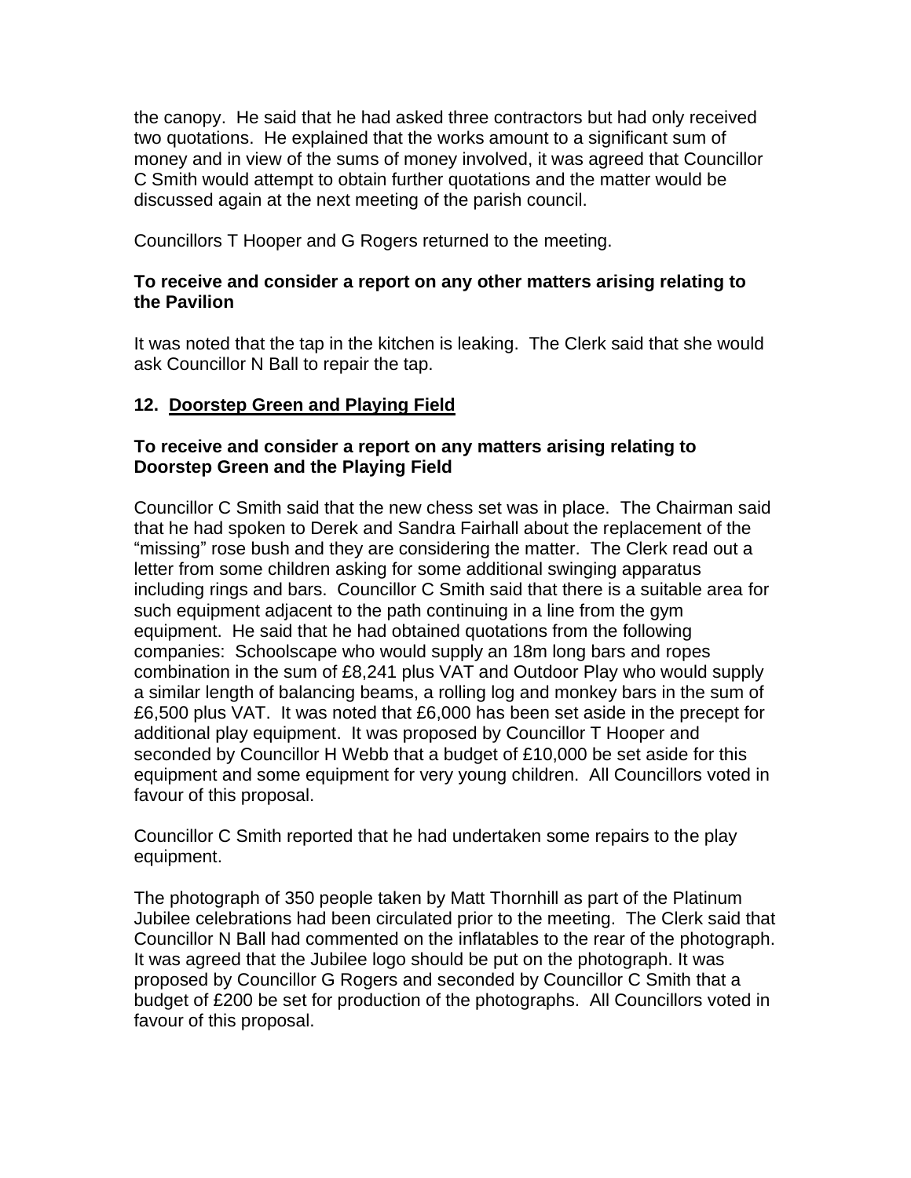the canopy. He said that he had asked three contractors but had only received two quotations. He explained that the works amount to a significant sum of money and in view of the sums of money involved, it was agreed that Councillor C Smith would attempt to obtain further quotations and the matter would be discussed again at the next meeting of the parish council.

Councillors T Hooper and G Rogers returned to the meeting.

**To receive and consider a report on any other matters arising relating to the Pavilion**

It was noted that the tap in the kitchen is leaking. The Clerk said that she would ask Councillor N Ball to repair the tap.

## 12. Doorstep Green and Playing Field

**To receive and consider a report on any matters arising relating to Doorstep Green and the Playing Field**

Councillor C Smith said that the new chess set was in place. The Chairman said that he had spoken to Derek and Sandra Fairhall about the replacement of the "missing" rose bush and they are considering the matter. The Clerk read out a letter from some children asking for some additional swinging apparatus including rings and bars. Councillor C Smith said that there is a suitable area for such equipment adjacent to the path continuing in a line from the gym equipment. He said that he had obtained quotations from the following companies: Schoolscape who would supply an 18m long bars and ropes combination in the sum of £8,241 plus VAT and Outdoor Play who would supply a similar length of balancing beams, a rolling log and monkey bars in the sum of £6,500 plus VAT. It was noted that £6,000 has been set aside in the precept for additional play equipment. It was proposed by Councillor T Hooper and seconded by Councillor H Webb that a budget of £10,000 be set aside for this equipment and some equipment for very young children. All Councillors voted in favour of this proposal.

Councillor C Smith reported that he had undertaken some repairs to the play equipment.

The photograph of 350 people taken by Matt Thornhill as part of the Platinum Jubilee celebrations had been circulated prior to the meeting. The Clerk said that Councillor N Ball had commented on the inflatables to the rear of the photograph. It was agreed that the Jubilee logo should be put on the photograph. It was proposed by Councillor G Rogers and seconded by Councillor C Smith that a budget of £200 be set for production of the photographs. All Councillors voted in favour of this proposal.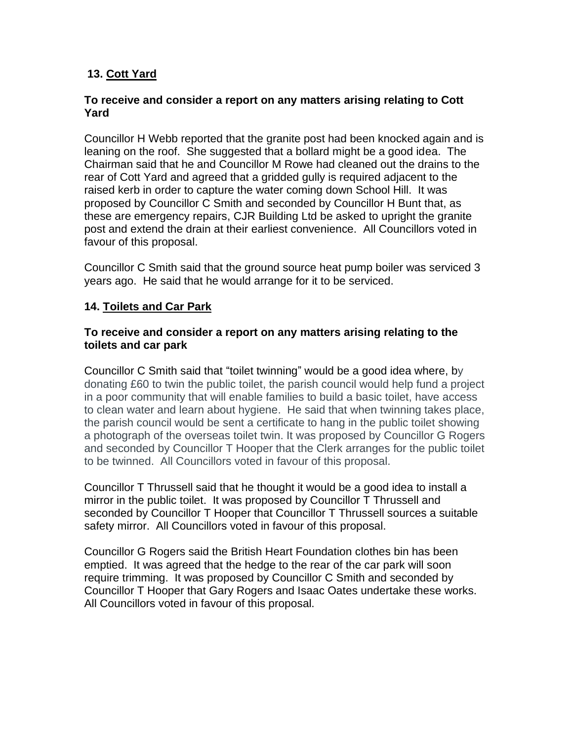## 13. Cott Yard

**To receive and consider a report on any matters arising relating to Cott Yard**

Councillor H Webb reported that the granite post had been knocked again and is leaning on the roof. She suggested that a bollard might be a good idea. The Chairman said that he and Councillor M Rowe had cleaned out the drains to the rear of Cott Yard and agreed that a gridded gully is required adjacent to the raised kerb in order to capture the water coming down School Hill. It was proposed by Councillor C Smith and seconded by Councillor H Bunt that, as these are emergency repairs, CJR Building Ltd be asked to upright the granite post and extend the drain at their earliest convenience. All Councillors voted in favour of this proposal.

Councillor C Smith said that the ground source heat pump boiler was serviced 3 years ago. He said that he would arrange for it to be serviced.

## 14. Toilets and Car Park

**To receive and consider a report on any matters arising relating to the toilets and car park**

Councillor C Smith said that "toilet twinning" would be a good idea where, by donating £60 to twin the public toilet, the parish council would help fund a project in a poor community that will enable families to build a basic toilet, have access to clean water and learn about hygiene. He said that when twinning takes place, the parish council would be sent a certificate to hang in the public toilet showing a photograph of the overseas toilet twin. It was proposed by Councillor G Rogers and seconded by Councillor T Hooper that the Clerk arranges for the public toilet to be twinned. All Councillors voted in favour of this proposal.

Councillor T Thrussell said that he thought it would be a good idea to install a mirror in the public toilet. It was proposed by Councillor T Thrussell and seconded by Councillor T Hooper that Councillor T Thrussell sources a suitable safety mirror. All Councillors voted in favour of this proposal.

Councillor G Rogers said the British Heart Foundation clothes bin has been emptied. It was agreed that the hedge to the rear of the car park will soon require trimming. It was proposed by Councillor C Smith and seconded by Councillor T Hooper that Gary Rogers and Isaac Oates undertake these works. All Councillors voted in favour of this proposal.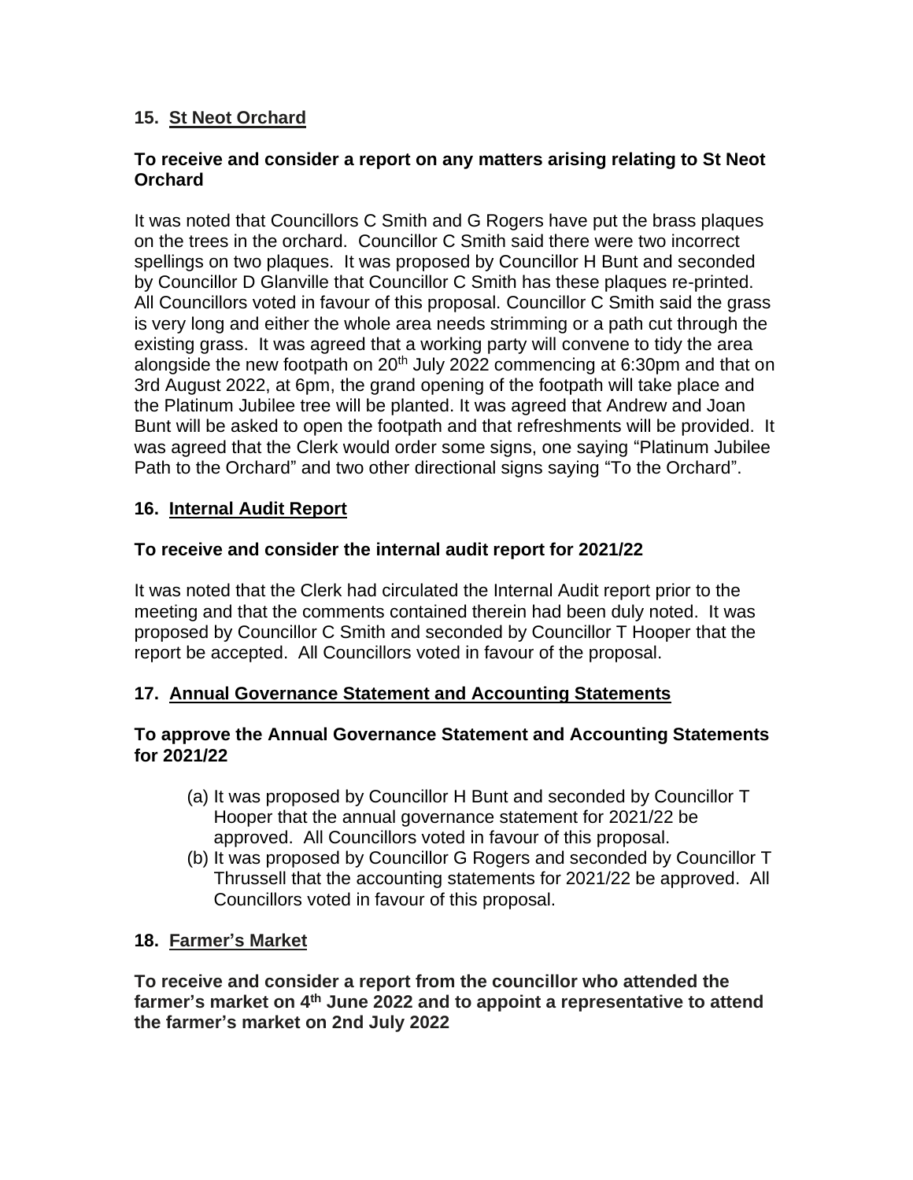## 15. St Neot Orchard

**To receive and consider a report on any matters arising relating to St Neot Orchard**

It was noted that Councillors C Smith and G Rogers have put the brass plaques on the trees in the orchard. Councillor C Smith said there were two incorrect spellings on two plaques. It was proposed by Councillor H Bunt and seconded by Councillor D Glanville that Councillor C Smith has these plaques re-printed. All Councillors voted in favour of this proposal. Councillor C Smith said the grass is very long and either the whole area needs strimming or a path cut through the existing grass. It was agreed that a working party will convene to tidy the area alongside the new footpath on 20th July 2022 commencing at 6:30pm and that on 3rd August 2022, at 6pm, the grand opening of the footpath will take place and the Platinum Jubilee tree will be planted. It was agreed that Andrew and Joan Bunt will be asked to open the footpath and that refreshments will be provided. It was agreed that the Clerk would order some signs, one saying "Platinum Jubilee Path to the Orchard" and two other directional signs saying "To the Orchard".

## 16. Internal Audit Report

**To receive and consider the internal audit report for 2021/22**

It was noted that the Clerk had circulated the Internal Audit report prior to the meeting and that the comments contained therein had been duly noted. It was proposed by Councillor C Smith and seconded by Councillor T Hooper that the report be accepted. All Councillors voted in favour of the proposal.

## 17. Annual Governance Statement and Accounting Statements

**To approve the Annual Governance Statement and Accounting Statements for 2021/22**

(a) It was proposed by Councillor H Bunt and seconded by Councillor T Hooper that the annual governance statement for 2021/22 be approved. All Councillors voted in favour of this proposal.

(b) It was proposed by Councillor G Rogers and seconded by Councillor T Thrussell that the accounting statements for 2021/22 be approved. All Councillors voted in favour of this proposal.

## 18. Farmer's Market

**To receive and consider a report from the councillor who attended the farmer's market on 4th June 2022 and to appoint a representative to attend the farmer's market on 2nd July 2022**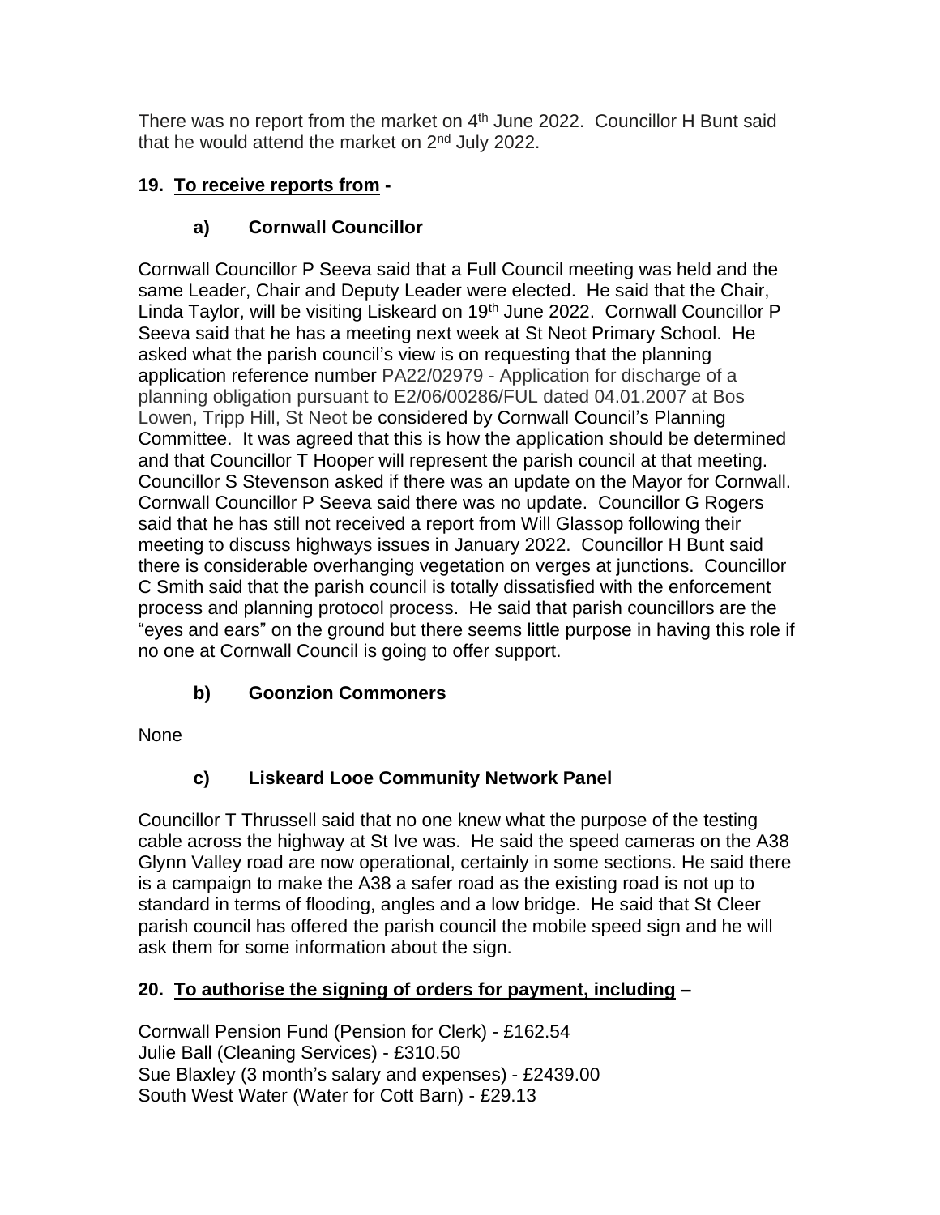There was no report from the market on 4th June 2022. Councillor H Bunt said that he would attend the market on 2nd July 2022.

**19. To receive reports from -**

**a) Cornwall Councillor**

Cornwall Councillor P Seeva said that a Full Council meeting was held and the same Leader, Chair and Deputy Leader were elected. He said that the Chair, Linda Taylor, will be visiting Liskeard on 19th June 2022. Cornwall Councillor P Seeva said that he has a meeting next week at St Neot Primary School. He asked what the parish council's view is on requesting that the planning application reference number PA22/02979 - Application for discharge of a planning obligation pursuant to E2/06/00286/FUL dated 04.01.2007 at Bos Lowen, Tripp Hill, St Neot be considered by Cornwall Council's Planning Committee. It was agreed that this is how the application should be determined and that Councillor T Hooper will represent the parish council at that meeting. Councillor S Stevenson asked if there was an update on the Mayor for Cornwall. Cornwall Councillor P Seeva said there was no update. Councillor G Rogers said that he has still not received a report from Will Glassop following their meeting to discuss highways issues in January 2022. Councillor H Bunt said there is considerable overhanging vegetation on verges at junctions. Councillor C Smith said that the parish council is totally dissatisfied with the enforcement process and planning protocol process. He said that parish councillors are the "eyes and ears" on the ground but there seems little purpose in having this role if no one at Cornwall Council is going to offer support.

**b) Goonzion Commoners**

None

**c) Liskeard Looe Community Network Panel**

Councillor T Thrussell said that no one knew what the purpose of the testing cable across the highway at St Ive was. He said the speed cameras on the A38 Glynn Valley road are now operational, certainly in some sections. He said there is a campaign to make the A38 a safer road as the existing road is not up to standard in terms of flooding, angles and a low bridge. He said that St Cleer parish council has offered the parish council the mobile speed sign and he will ask them for some information about the sign.

**20. To authorise the signing of orders for payment, including –**

Cornwall Pension Fund (Pension for Clerk) - £162.54
Julie Ball (Cleaning Services) - £310.50
Sue Blaxley (3 month's salary and expenses) - £2439.00
South West Water (Water for Cott Barn) - £29.13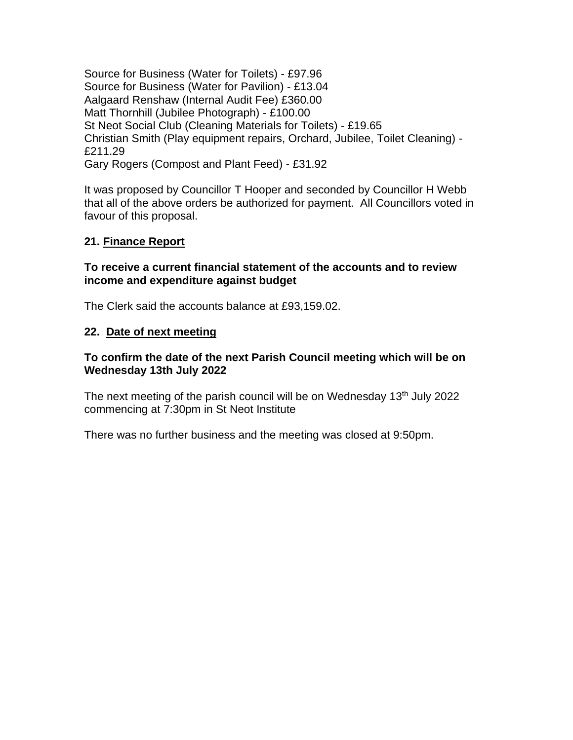Source for Business (Water for Toilets) - £97.96
Source for Business (Water for Pavilion) - £13.04
Aalgaard Renshaw (Internal Audit Fee) £360.00
Matt Thornhill (Jubilee Photograph) - £100.00
St Neot Social Club (Cleaning Materials for Toilets) - £19.65
Christian Smith (Play equipment repairs, Orchard, Jubilee, Toilet Cleaning) - £211.29
Gary Rogers (Compost and Plant Feed) - £31.92

It was proposed by Councillor T Hooper and seconded by Councillor H Webb that all of the above orders be authorized for payment. All Councillors voted in favour of this proposal.

## 21. Finance Report

**To receive a current financial statement of the accounts and to review income and expenditure against budget**

The Clerk said the accounts balance at £93,159.02.

## 22. Date of next meeting

**To confirm the date of the next Parish Council meeting which will be on Wednesday 13th July 2022**

The next meeting of the parish council will be on Wednesday 13th July 2022 commencing at 7:30pm in St Neot Institute

There was no further business and the meeting was closed at 9:50pm.